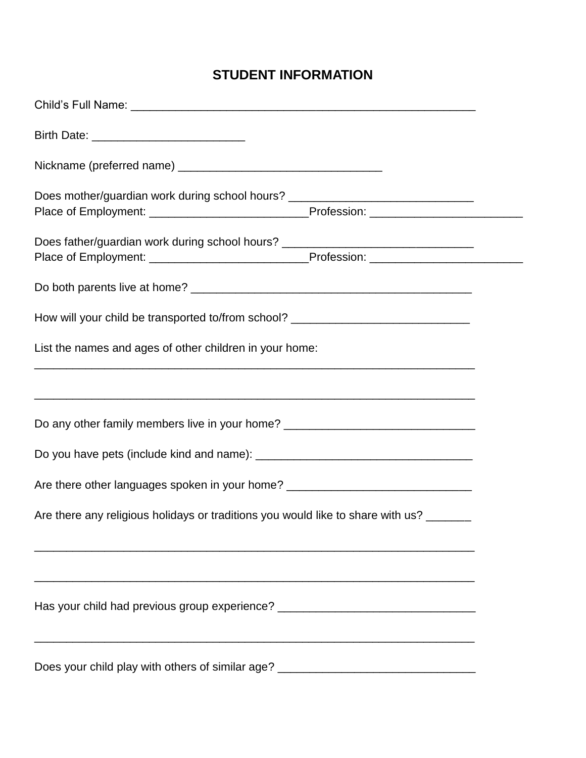# STUDENT INFORMATION

Child's Full Name: ______________________________________________________

Birth Date: _______________________

Nickname (preferred name) _______________________________

Does mother/guardian work during school hours? ____________________________
Place of Employment: ________________________Profession: _______________________

Does father/guardian work during school hours? _____________________________
Place of Employment: ________________________Profession: _______________________

Do both parents live at home? ___________________________________________

How will your child be transported to/from school? ___________________________

List the names and ages of other children in your home:
____________________________________________________________________

____________________________________________________________________

Do any other family members live in your home? _____________________________

Do you have pets (include kind and name): _________________________________

Are there other languages spoken in your home? ____________________________

Are there any religious holidays or traditions you would like to share with us? _______

____________________________________________________________________

____________________________________________________________________

Has your child had previous group experience? ______________________________

____________________________________________________________________

Does your child play with others of similar age? ______________________________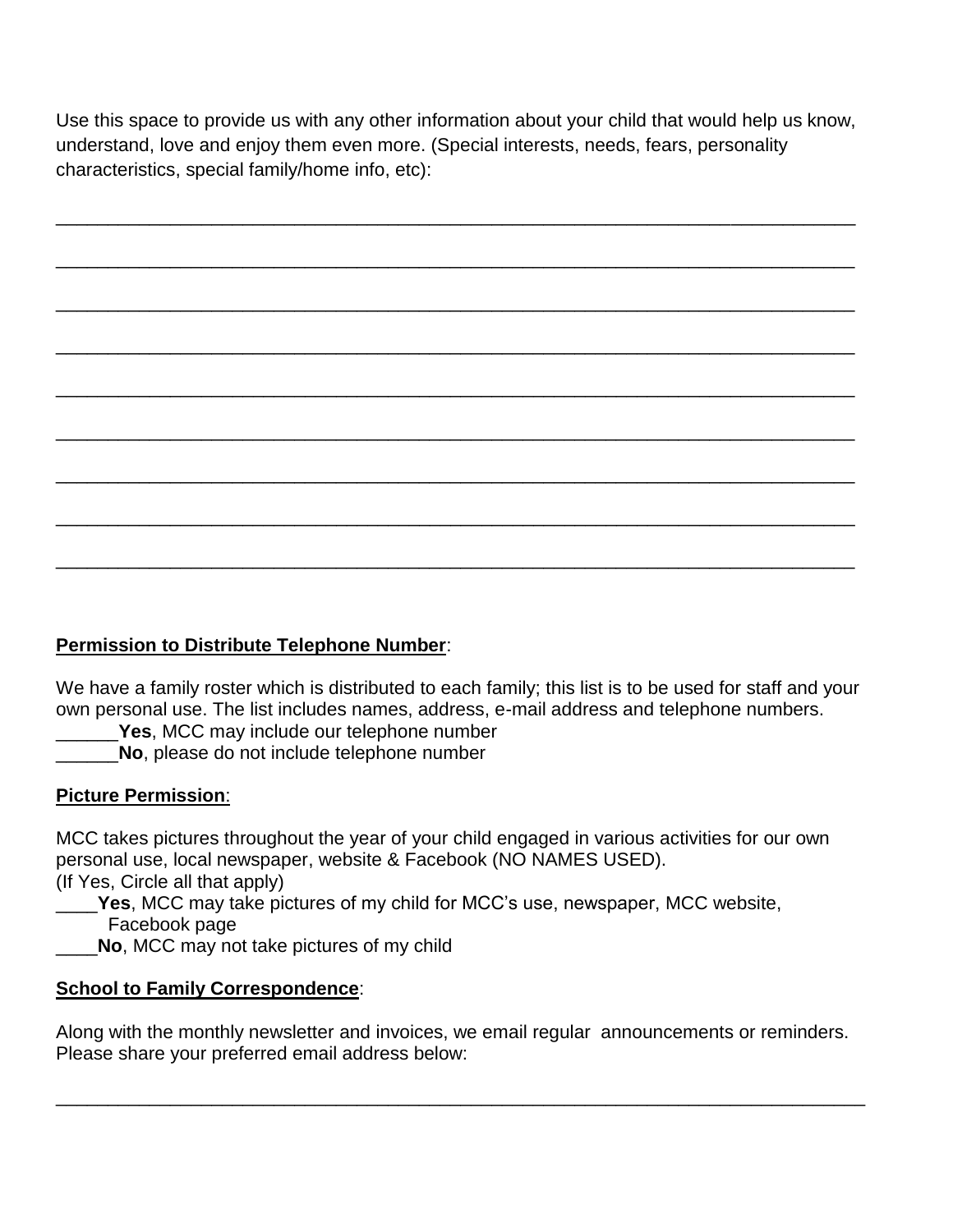Use this space to provide us with any other information about your child that would help us know, understand, love and enjoy them even more. (Special interests, needs, fears, personality characteristics, special family/home info, etc):

_____________________________________________________________________________

_____________________________________________________________________________

_____________________________________________________________________________

_____________________________________________________________________________

_____________________________________________________________________________

_____________________________________________________________________________

_____________________________________________________________________________

_____________________________________________________________________________

_____________________________________________________________________________

**Permission to Distribute Telephone Number**:

We have a family roster which is distributed to each family; this list is to be used for staff and your own personal use. The list includes names, address, e-mail address and telephone numbers.

______**Yes**, MCC may include our telephone number

______**No**, please do not include telephone number

**Picture Permission**:

MCC takes pictures throughout the year of your child engaged in various activities for our own personal use, local newspaper, website & Facebook (NO NAMES USED).
(If Yes, Circle all that apply)

____**Yes**, MCC may take pictures of my child for MCC's use, newspaper, MCC website, Facebook page

____**No**, MCC may not take pictures of my child

**School to Family Correspondence**:

Along with the monthly newsletter and invoices, we email regular announcements or reminders. Please share your preferred email address below:

_____________________________________________________________________________